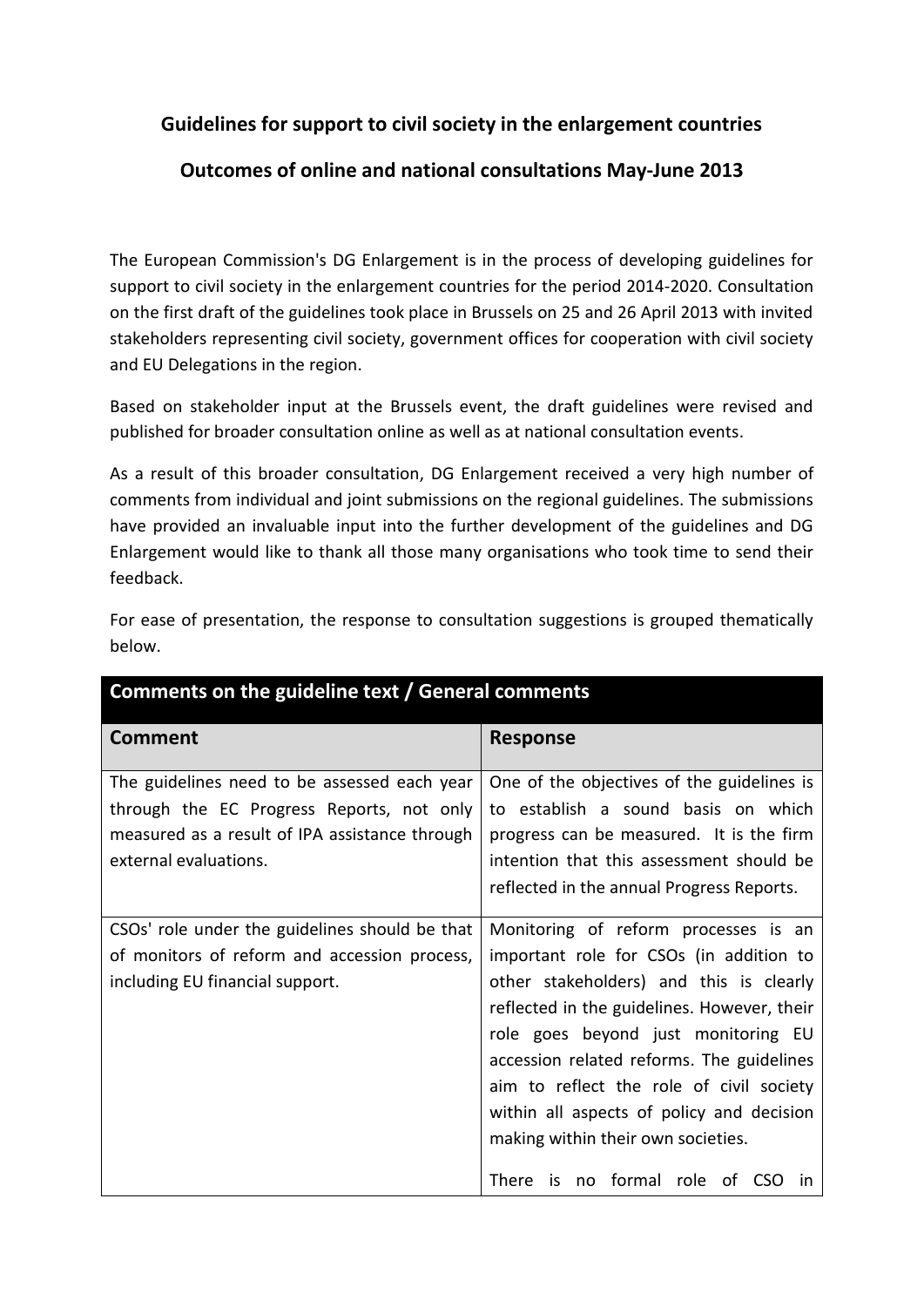# Guidelines for support to civil society in the enlargement countries

## Outcomes of online and national consultations May-June 2013

The European Commission's DG Enlargement is in the process of developing guidelines for support to civil society in the enlargement countries for the period 2014-2020. Consultation on the first draft of the guidelines took place in Brussels on 25 and 26 April 2013 with invited stakeholders representing civil society, government offices for cooperation with civil society and EU Delegations in the region.

Based on stakeholder input at the Brussels event, the draft guidelines were revised and published for broader consultation online as well as at national consultation events.

As a result of this broader consultation, DG Enlargement received a very high number of comments from individual and joint submissions on the regional guidelines. The submissions have provided an invaluable input into the further development of the guidelines and DG Enlargement would like to thank all those many organisations who took time to send their feedback.

For ease of presentation, the response to consultation suggestions is grouped thematically below.

| **Comments on the guideline text / General comments** | |
|---|---|
| **Comment** | **Response** |
| The guidelines need to be assessed each year through the EC Progress Reports, not only measured as a result of IPA assistance through external evaluations. | One of the objectives of the guidelines is to establish a sound basis on which progress can be measured. It is the firm intention that this assessment should be reflected in the annual Progress Reports. |
| CSOs' role under the guidelines should be that of monitors of reform and accession process, including EU financial support. | Monitoring of reform processes is an important role for CSOs (in addition to other stakeholders) and this is clearly reflected in the guidelines. However, their role goes beyond just monitoring EU accession related reforms. The guidelines aim to reflect the role of civil society within all aspects of policy and decision making within their own societies.<br><br>There is no formal role of CSO in |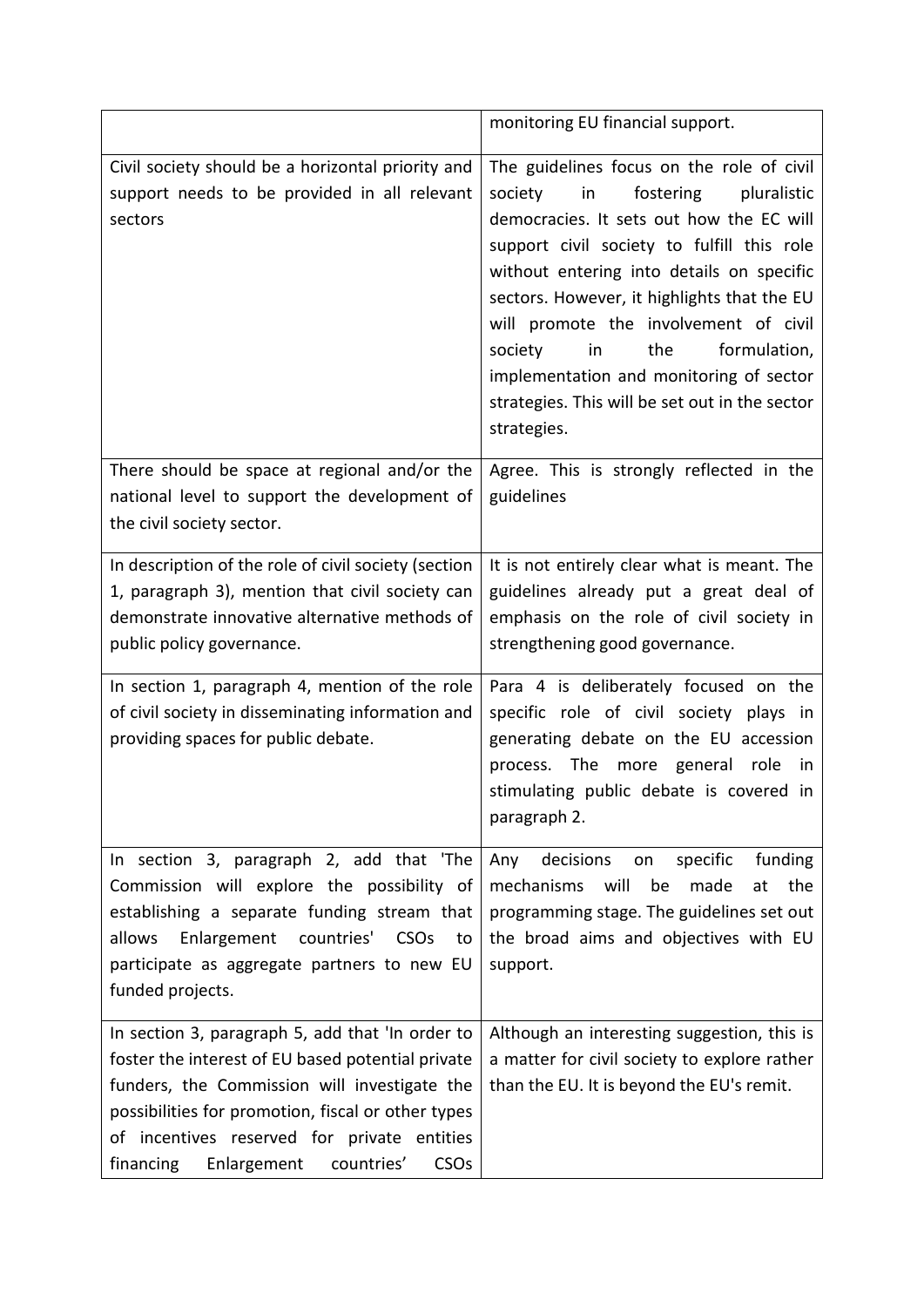| | |
|---|---|
| | monitoring EU financial support. |
| Civil society should be a horizontal priority and support needs to be provided in all relevant sectors | The guidelines focus on the role of civil society in fostering pluralistic democracies. It sets out how the EC will support civil society to fulfill this role without entering into details on specific sectors. However, it highlights that the EU will promote the involvement of civil society in the formulation, implementation and monitoring of sector strategies. This will be set out in the sector strategies. |
| There should be space at regional and/or the national level to support the development of the civil society sector. | Agree. This is strongly reflected in the guidelines |
| In description of the role of civil society (section 1, paragraph 3), mention that civil society can demonstrate innovative alternative methods of public policy governance. | It is not entirely clear what is meant. The guidelines already put a great deal of emphasis on the role of civil society in strengthening good governance. |
| In section 1, paragraph 4, mention of the role of civil society in disseminating information and providing spaces for public debate. | Para 4 is deliberately focused on the specific role of civil society plays in generating debate on the EU accession process. The more general role in stimulating public debate is covered in paragraph 2. |
| In section 3, paragraph 2, add that 'The Commission will explore the possibility of establishing a separate funding stream that allows Enlargement countries' CSOs to participate as aggregate partners to new EU funded projects. | Any decisions on specific funding mechanisms will be made at the programming stage. The guidelines set out the broad aims and objectives with EU support. |
| In section 3, paragraph 5, add that 'In order to foster the interest of EU based potential private funders, the Commission will investigate the possibilities for promotion, fiscal or other types of incentives reserved for private entities financing Enlargement countries' CSOs | Although an interesting suggestion, this is a matter for civil society to explore rather than the EU. It is beyond the EU's remit. |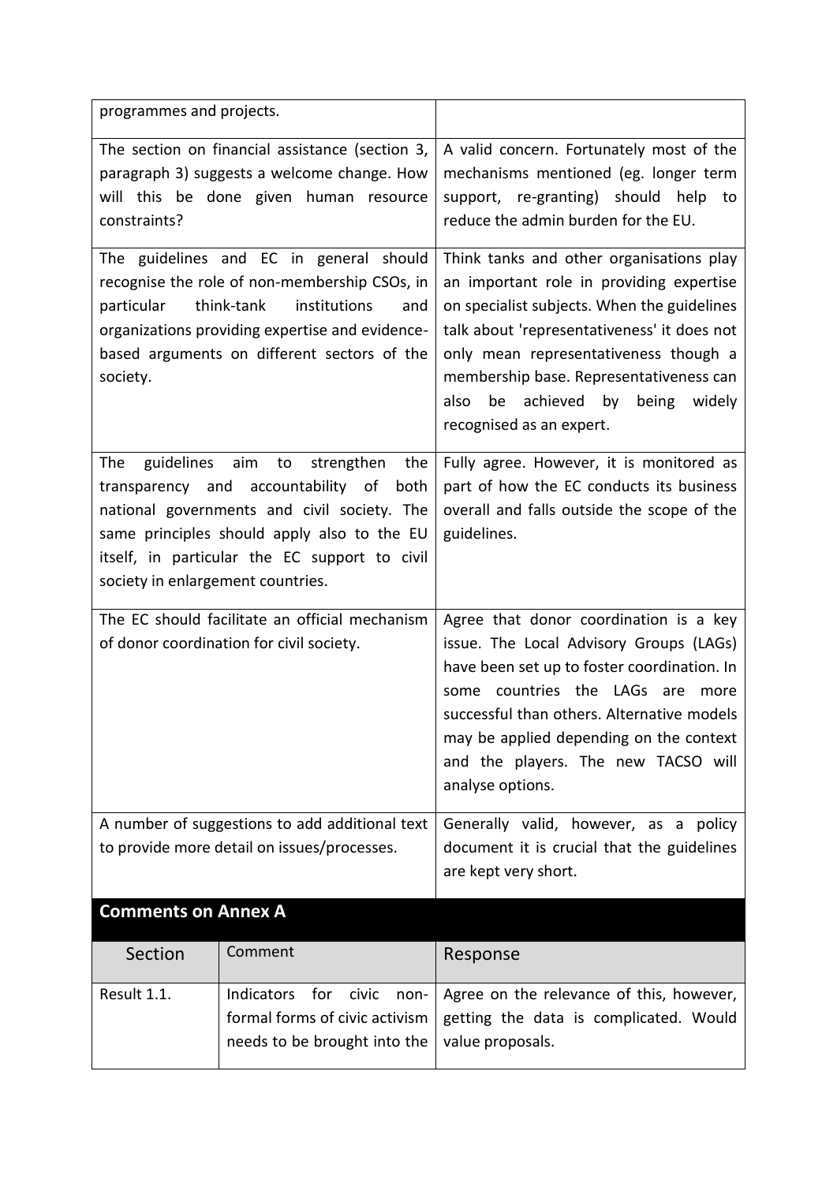| | |
|---|---|
| programmes and projects. | |
| The section on financial assistance (section 3, paragraph 3) suggests a welcome change. How will this be done given human resource constraints? | A valid concern. Fortunately most of the mechanisms mentioned (eg. longer term support, re-granting) should help to reduce the admin burden for the EU. |
| The guidelines and EC in general should recognise the role of non-membership CSOs, in particular think-tank institutions and organizations providing expertise and evidence-based arguments on different sectors of the society. | Think tanks and other organisations play an important role in providing expertise on specialist subjects. When the guidelines talk about 'representativeness' it does not only mean representativeness though a membership base. Representativeness can also be achieved by being widely recognised as an expert. |
| The guidelines aim to strengthen the transparency and accountability of both national governments and civil society. The same principles should apply also to the EU itself, in particular the EC support to civil society in enlargement countries. | Fully agree. However, it is monitored as part of how the EC conducts its business overall and falls outside the scope of the guidelines. |
| The EC should facilitate an official mechanism of donor coordination for civil society. | Agree that donor coordination is a key issue. The Local Advisory Groups (LAGs) have been set up to foster coordination. In some countries the LAGs are more successful than others. Alternative models may be applied depending on the context and the players. The new TACSO will analyse options. |
| A number of suggestions to add additional text to provide more detail on issues/processes. | Generally valid, however, as a policy document it is crucial that the guidelines are kept very short. |

## Comments on Annex A

| Section | Comment | Response |
|---|---|---|
| Result 1.1. | Indicators for civic non-formal forms of civic activism needs to be brought into the | Agree on the relevance of this, however, getting the data is complicated. Would value proposals. |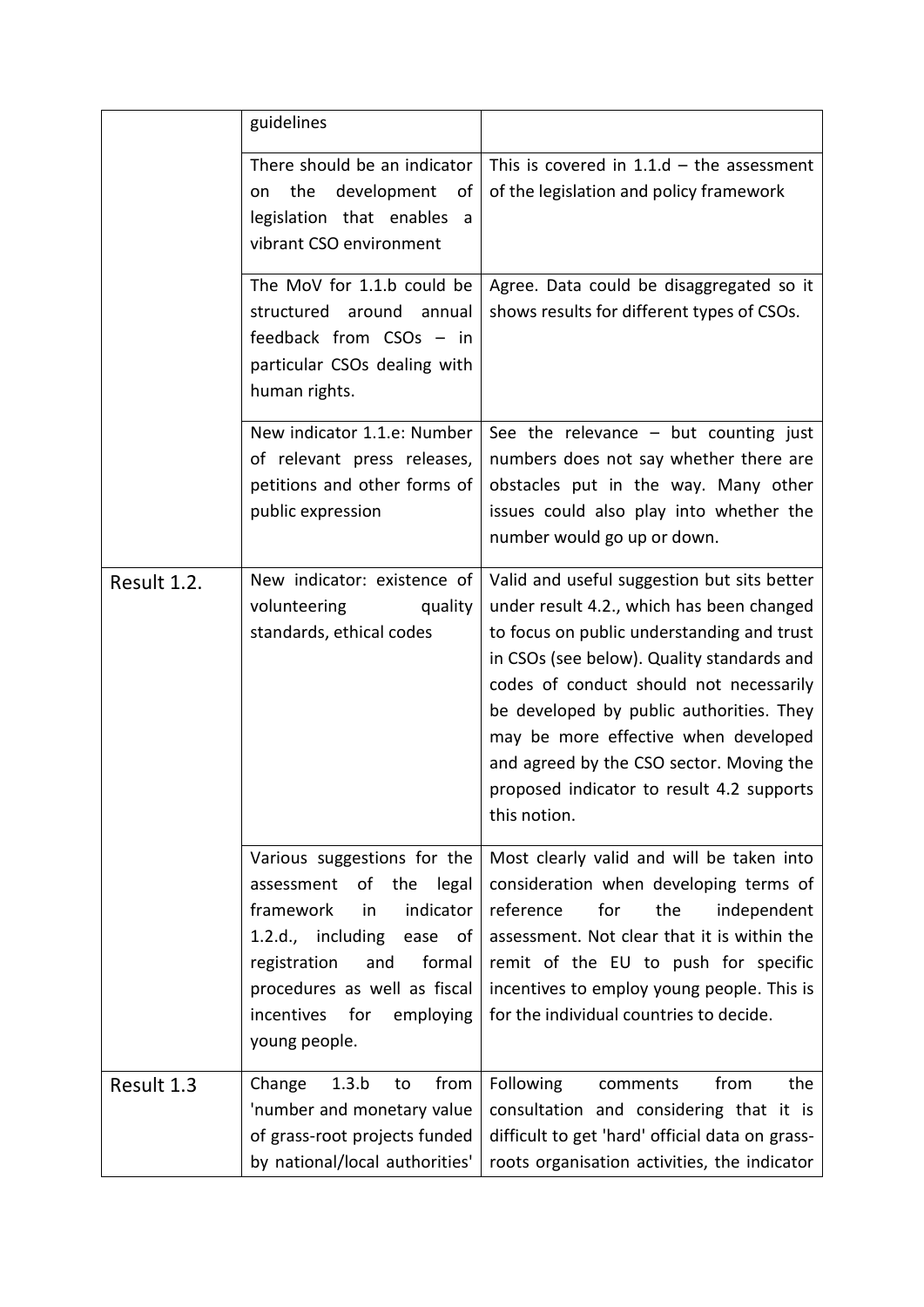| | | |
|---|---|---|
| | guidelines | |
| | There should be an indicator on the development of legislation that enables a vibrant CSO environment | This is covered in 1.1.d – the assessment of the legislation and policy framework |
| | The MoV for 1.1.b could be structured around annual feedback from CSOs – in particular CSOs dealing with human rights. | Agree. Data could be disaggregated so it shows results for different types of CSOs. |
| | New indicator 1.1.e: Number of relevant press releases, petitions and other forms of public expression | See the relevance – but counting just numbers does not say whether there are obstacles put in the way. Many other issues could also play into whether the number would go up or down. |
| Result 1.2. | New indicator: existence of volunteering quality standards, ethical codes | Valid and useful suggestion but sits better under result 4.2., which has been changed to focus on public understanding and trust in CSOs (see below). Quality standards and codes of conduct should not necessarily be developed by public authorities. They may be more effective when developed and agreed by the CSO sector. Moving the proposed indicator to result 4.2 supports this notion. |
| | Various suggestions for the assessment of the legal framework in indicator 1.2.d., including ease of registration and formal procedures as well as fiscal incentives for employing young people. | Most clearly valid and will be taken into consideration when developing terms of reference for the independent assessment. Not clear that it is within the remit of the EU to push for specific incentives to employ young people. This is for the individual countries to decide. |
| Result 1.3 | Change 1.3.b to from 'number and monetary value of grass-root projects funded by national/local authorities' | Following comments from the consultation and considering that it is difficult to get 'hard' official data on grass-roots organisation activities, the indicator |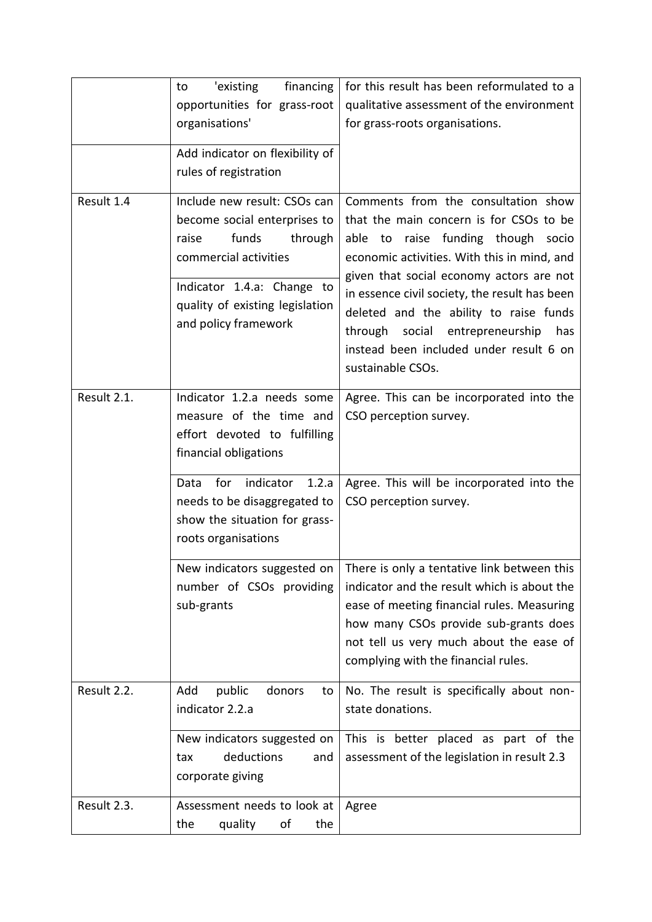| | | |
|---|---|---|
| | to 'existing financing opportunities for grass-root organisations' | for this result has been reformulated to a qualitative assessment of the environment for grass-roots organisations. |
| | Add indicator on flexibility of rules of registration | |
| Result 1.4 | Include new result: CSOs can become social enterprises to raise funds through commercial activities | Comments from the consultation show that the main concern is for CSOs to be able to raise funding though socio economic activities. With this in mind, and given that social economy actors are not in essence civil society, the result has been deleted and the ability to raise funds through social entrepreneurship has instead been included under result 6 on sustainable CSOs. |
| | Indicator 1.4.a: Change to quality of existing legislation and policy framework | |
| Result 2.1. | Indicator 1.2.a needs some measure of the time and effort devoted to fulfilling financial obligations | Agree. This can be incorporated into the CSO perception survey. |
| | Data for indicator 1.2.a needs to be disaggregated to show the situation for grass-roots organisations | Agree. This will be incorporated into the CSO perception survey. |
| | New indicators suggested on number of CSOs providing sub-grants | There is only a tentative link between this indicator and the result which is about the ease of meeting financial rules. Measuring how many CSOs provide sub-grants does not tell us very much about the ease of complying with the financial rules. |
| Result 2.2. | Add public donors to indicator 2.2.a | No. The result is specifically about non-state donations. |
| | New indicators suggested on tax deductions and corporate giving | This is better placed as part of the assessment of the legislation in result 2.3 |
| Result 2.3. | Assessment needs to look at the quality of the | Agree |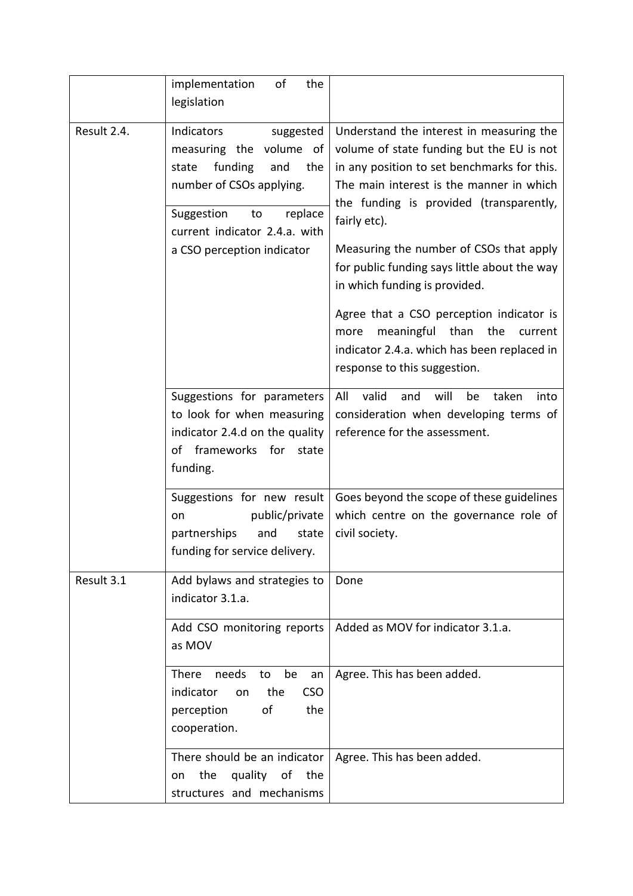| | | |
|---|---|---|
| | implementation of the legislation | |
| Result 2.4. | Indicators suggested measuring the volume of state funding and the number of CSOs applying. Suggestion to replace current indicator 2.4.a. with a CSO perception indicator | Understand the interest in measuring the volume of state funding but the EU is not in any position to set benchmarks for this. The main interest is the manner in which the funding is provided (transparently, fairly etc). Measuring the number of CSOs that apply for public funding says little about the way in which funding is provided. Agree that a CSO perception indicator is more meaningful than the current indicator 2.4.a. which has been replaced in response to this suggestion. |
| | Suggestions for parameters to look for when measuring indicator 2.4.d on the quality of frameworks for state funding. | All valid and will be taken into consideration when developing terms of reference for the assessment. |
| | Suggestions for new result on public/private partnerships and state funding for service delivery. | Goes beyond the scope of these guidelines which centre on the governance role of civil society. |
| Result 3.1 | Add bylaws and strategies to indicator 3.1.a. | Done |
| | Add CSO monitoring reports as MOV | Added as MOV for indicator 3.1.a. |
| | There needs to be an indicator on the CSO perception of the cooperation. | Agree. This has been added. |
| | There should be an indicator on the quality of the structures and mechanisms | Agree. This has been added. |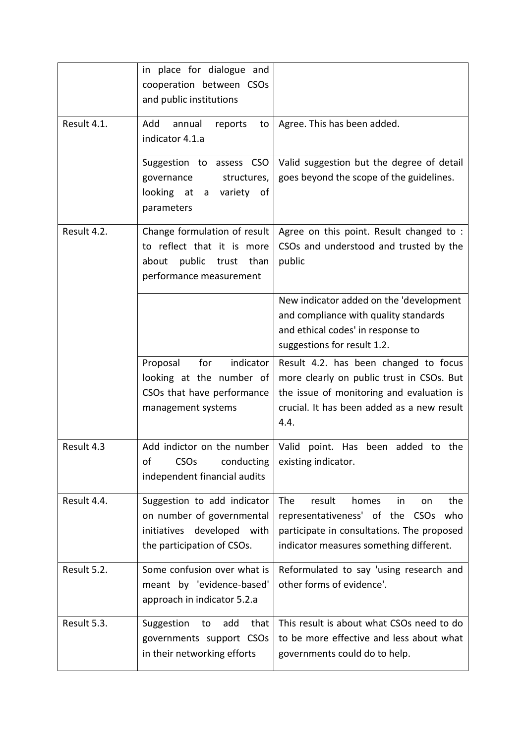| | | |
|---|---|---|
| | in place for dialogue and cooperation between CSOs and public institutions | |
| Result 4.1. | Add annual reports to indicator 4.1.a | Agree. This has been added. |
| | Suggestion to assess CSO governance structures, looking at a variety of parameters | Valid suggestion but the degree of detail goes beyond the scope of the guidelines. |
| Result 4.2. | Change formulation of result to reflect that it is more about public trust than performance measurement | Agree on this point. Result changed to : CSOs and understood and trusted by the public |
| | | New indicator added on the 'development and compliance with quality standards and ethical codes' in response to suggestions for result 1.2. |
| | Proposal for indicator looking at the number of CSOs that have performance management systems | Result 4.2. has been changed to focus more clearly on public trust in CSOs. But the issue of monitoring and evaluation is crucial. It has been added as a new result 4.4. |
| Result 4.3 | Add indictor on the number of CSOs conducting independent financial audits | Valid point. Has been added to the existing indicator. |
| Result 4.4. | Suggestion to add indicator on number of governmental initiatives developed with the participation of CSOs. | The result homes in on the representativeness' of the CSOs who participate in consultations. The proposed indicator measures something different. |
| Result 5.2. | Some confusion over what is meant by 'evidence-based' approach in indicator 5.2.a | Reformulated to say 'using research and other forms of evidence'. |
| Result 5.3. | Suggestion to add that governments support CSOs in their networking efforts | This result is about what CSOs need to do to be more effective and less about what governments could do to help. |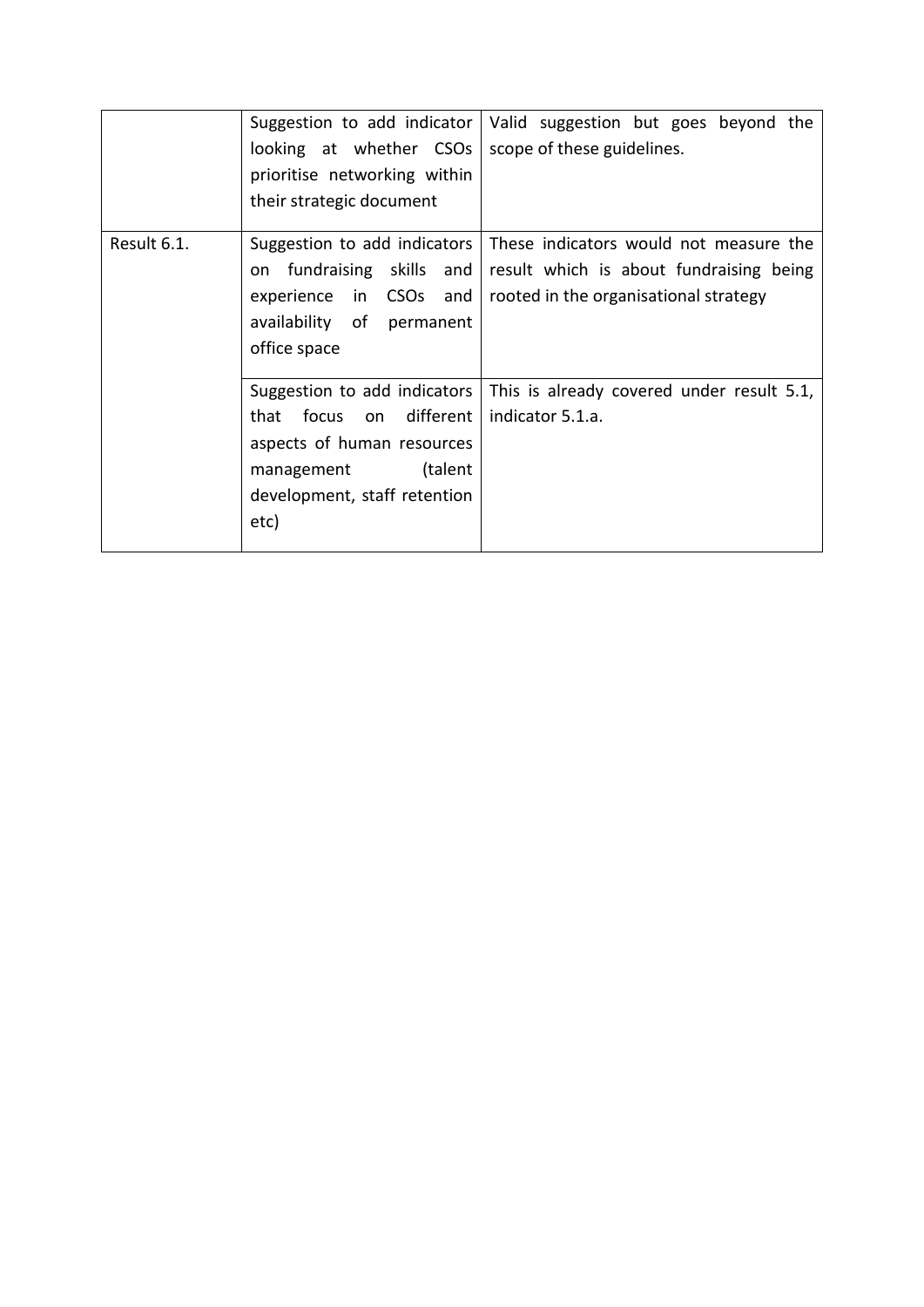| | | |
|---|---|---|
| | Suggestion to add indicator looking at whether CSOs prioritise networking within their strategic document | Valid suggestion but goes beyond the scope of these guidelines. |
| Result 6.1. | Suggestion to add indicators on fundraising skills and experience in CSOs and availability of permanent office space | These indicators would not measure the result which is about fundraising being rooted in the organisational strategy |
| | Suggestion to add indicators that focus on different aspects of human resources management (talent development, staff retention etc) | This is already covered under result 5.1, indicator 5.1.a. |